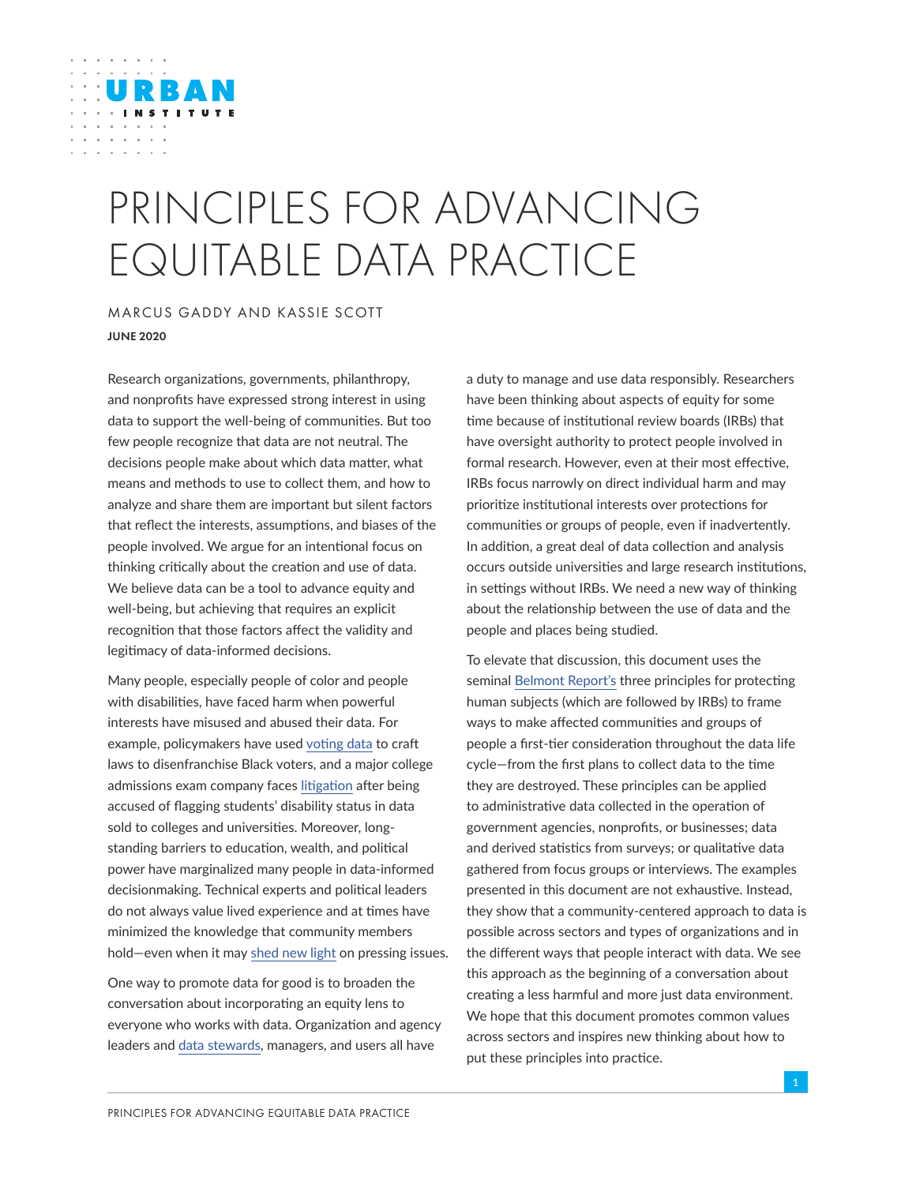URBAN INSTITUTE

# PRINCIPLES FOR ADVANCING EQUITABLE DATA PRACTICE

MARCUS GADDY AND KASSIE SCOTT

**JUNE 2020**

Research organizations, governments, philanthropy, and nonprofits have expressed strong interest in using data to support the well-being of communities. But too few people recognize that data are not neutral. The decisions people make about which data matter, what means and methods to use to collect them, and how to analyze and share them are important but silent factors that reflect the interests, assumptions, and biases of the people involved. We argue for an intentional focus on thinking critically about the creation and use of data. We believe data can be a tool to advance equity and well-being, but achieving that requires an explicit recognition that those factors affect the validity and legitimacy of data-informed decisions.

Many people, especially people of color and people with disabilities, have faced harm when powerful interests have misused and abused their data. For example, policymakers have used voting data to craft laws to disenfranchise Black voters, and a major college admissions exam company faces litigation after being accused of flagging students' disability status in data sold to colleges and universities. Moreover, long-standing barriers to education, wealth, and political power have marginalized many people in data-informed decisionmaking. Technical experts and political leaders do not always value lived experience and at times have minimized the knowledge that community members hold—even when it may shed new light on pressing issues.

One way to promote data for good is to broaden the conversation about incorporating an equity lens to everyone who works with data. Organization and agency leaders and data stewards, managers, and users all have a duty to manage and use data responsibly. Researchers have been thinking about aspects of equity for some time because of institutional review boards (IRBs) that have oversight authority to protect people involved in formal research. However, even at their most effective, IRBs focus narrowly on direct individual harm and may prioritize institutional interests over protections for communities or groups of people, even if inadvertently. In addition, a great deal of data collection and analysis occurs outside universities and large research institutions, in settings without IRBs. We need a new way of thinking about the relationship between the use of data and the people and places being studied.

To elevate that discussion, this document uses the seminal Belmont Report's three principles for protecting human subjects (which are followed by IRBs) to frame ways to make affected communities and groups of people a first-tier consideration throughout the data life cycle—from the first plans to collect data to the time they are destroyed. These principles can be applied to administrative data collected in the operation of government agencies, nonprofits, or businesses; data and derived statistics from surveys; or qualitative data gathered from focus groups or interviews. The examples presented in this document are not exhaustive. Instead, they show that a community-centered approach to data is possible across sectors and types of organizations and in the different ways that people interact with data. We see this approach as the beginning of a conversation about creating a less harmful and more just data environment. We hope that this document promotes common values across sectors and inspires new thinking about how to put these principles into practice.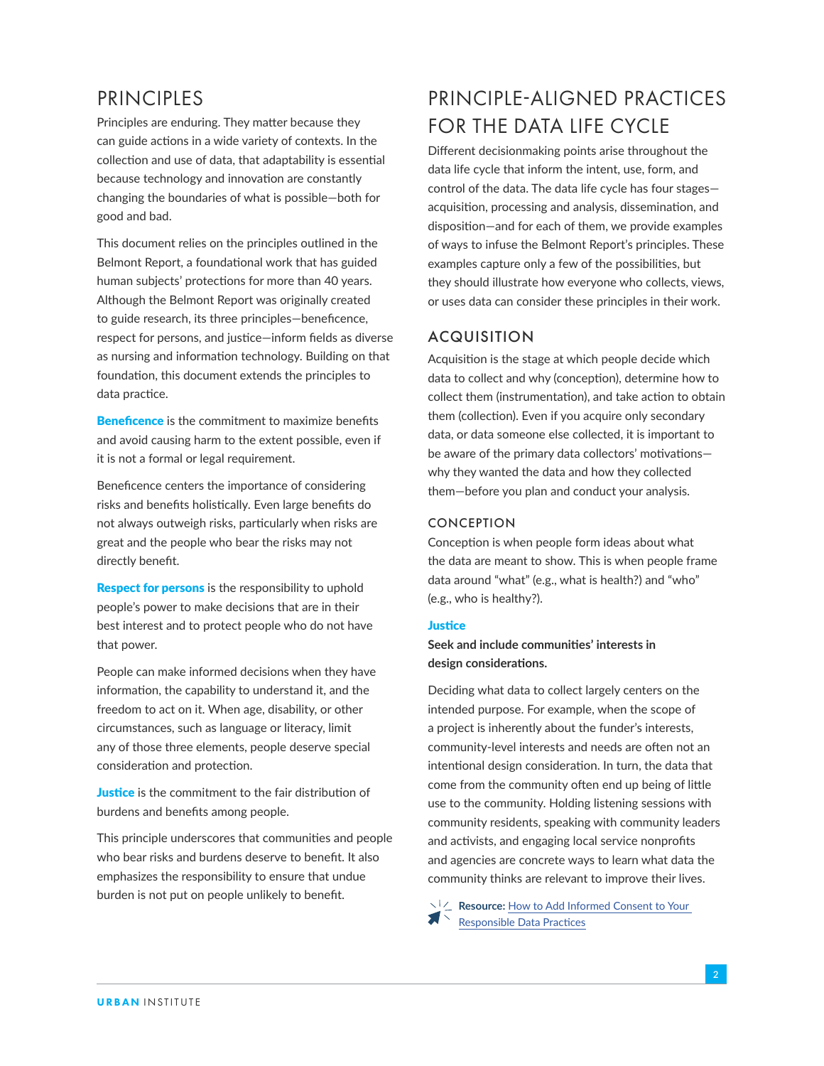## PRINCIPLES

Principles are enduring. They matter because they can guide actions in a wide variety of contexts. In the collection and use of data, that adaptability is essential because technology and innovation are constantly changing the boundaries of what is possible—both for good and bad.

This document relies on the principles outlined in the Belmont Report, a foundational work that has guided human subjects' protections for more than 40 years. Although the Belmont Report was originally created to guide research, its three principles—beneficence, respect for persons, and justice—inform fields as diverse as nursing and information technology. Building on that foundation, this document extends the principles to data practice.

**Beneficence** is the commitment to maximize benefits and avoid causing harm to the extent possible, even if it is not a formal or legal requirement.

Beneficence centers the importance of considering risks and benefits holistically. Even large benefits do not always outweigh risks, particularly when risks are great and the people who bear the risks may not directly benefit.

**Respect for persons** is the responsibility to uphold people's power to make decisions that are in their best interest and to protect people who do not have that power.

People can make informed decisions when they have information, the capability to understand it, and the freedom to act on it. When age, disability, or other circumstances, such as language or literacy, limit any of those three elements, people deserve special consideration and protection.

**Justice** is the commitment to the fair distribution of burdens and benefits among people.

This principle underscores that communities and people who bear risks and burdens deserve to benefit. It also emphasizes the responsibility to ensure that undue burden is not put on people unlikely to benefit.

## PRINCIPLE-ALIGNED PRACTICES FOR THE DATA LIFE CYCLE

Different decisionmaking points arise throughout the data life cycle that inform the intent, use, form, and control of the data. The data life cycle has four stages—acquisition, processing and analysis, dissemination, and disposition—and for each of them, we provide examples of ways to infuse the Belmont Report's principles. These examples capture only a few of the possibilities, but they should illustrate how everyone who collects, views, or uses data can consider these principles in their work.

### ACQUISITION

Acquisition is the stage at which people decide which data to collect and why (conception), determine how to collect them (instrumentation), and take action to obtain them (collection). Even if you acquire only secondary data, or data someone else collected, it is important to be aware of the primary data collectors' motivations—why they wanted the data and how they collected them—before you plan and conduct your analysis.

#### CONCEPTION

Conception is when people form ideas about what the data are meant to show. This is when people frame data around "what" (e.g., what is health?) and "who" (e.g., who is healthy?).

**Justice**

**Seek and include communities' interests in design considerations.**

Deciding what data to collect largely centers on the intended purpose. For example, when the scope of a project is inherently about the funder's interests, community-level interests and needs are often not an intentional design consideration. In turn, the data that come from the community often end up being of little use to the community. Holding listening sessions with community residents, speaking with community leaders and activists, and engaging local service nonprofits and agencies are concrete ways to learn what data the community thinks are relevant to improve their lives.

**Resource:** How to Add Informed Consent to Your Responsible Data Practices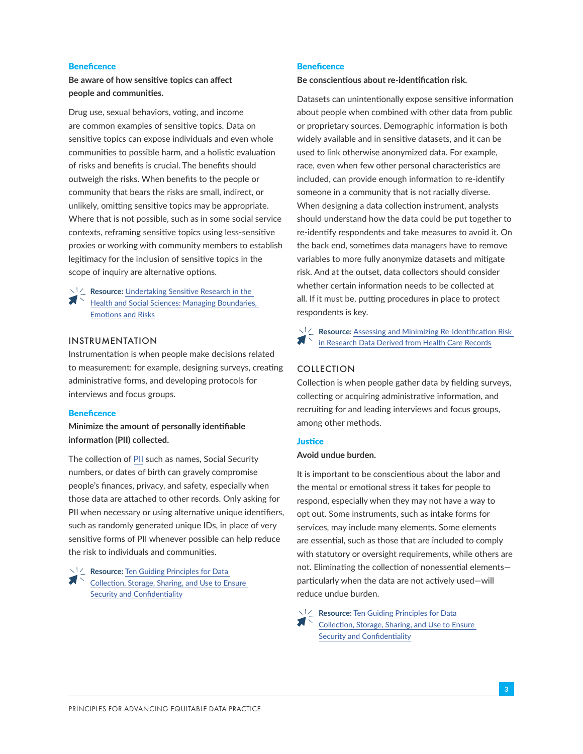**Beneficence**

**Be aware of how sensitive topics can affect people and communities.**

Drug use, sexual behaviors, voting, and income are common examples of sensitive topics. Data on sensitive topics can expose individuals and even whole communities to possible harm, and a holistic evaluation of risks and benefits is crucial. The benefits should outweigh the risks. When benefits to the people or community that bears the risks are small, indirect, or unlikely, omitting sensitive topics may be appropriate. Where that is not possible, such as in some social service contexts, reframing sensitive topics using less-sensitive proxies or working with community members to establish legitimacy for the inclusion of sensitive topics in the scope of inquiry are alternative options.

**Resource:** Undertaking Sensitive Research in the Health and Social Sciences: Managing Boundaries, Emotions and Risks

## INSTRUMENTATION

Instrumentation is when people make decisions related to measurement: for example, designing surveys, creating administrative forms, and developing protocols for interviews and focus groups.

**Beneficence**

**Minimize the amount of personally identifiable information (PII) collected.**

The collection of PII such as names, Social Security numbers, or dates of birth can gravely compromise people's finances, privacy, and safety, especially when those data are attached to other records. Only asking for PII when necessary or using alternative unique identifiers, such as randomly generated unique IDs, in place of very sensitive forms of PII whenever possible can help reduce the risk to individuals and communities.

**Resource:** Ten Guiding Principles for Data Collection, Storage, Sharing, and Use to Ensure Security and Confidentiality

**Beneficence**

**Be conscientious about re-identification risk.**

Datasets can unintentionally expose sensitive information about people when combined with other data from public or proprietary sources. Demographic information is both widely available and in sensitive datasets, and it can be used to link otherwise anonymized data. For example, race, even when few other personal characteristics are included, can provide enough information to re-identify someone in a community that is not racially diverse. When designing a data collection instrument, analysts should understand how the data could be put together to re-identify respondents and take measures to avoid it. On the back end, sometimes data managers have to remove variables to more fully anonymize datasets and mitigate risk. And at the outset, data collectors should consider whether certain information needs to be collected at all. If it must be, putting procedures in place to protect respondents is key.

**Resource:** Assessing and Minimizing Re-Identification Risk in Research Data Derived from Health Care Records

## COLLECTION

Collection is when people gather data by fielding surveys, collecting or acquiring administrative information, and recruiting for and leading interviews and focus groups, among other methods.

**Justice**

**Avoid undue burden.**

It is important to be conscientious about the labor and the mental or emotional stress it takes for people to respond, especially when they may not have a way to opt out. Some instruments, such as intake forms for services, may include many elements. Some elements are essential, such as those that are included to comply with statutory or oversight requirements, while others are not. Eliminating the collection of nonessential elements—particularly when the data are not actively used—will reduce undue burden.

**Resource:** Ten Guiding Principles for Data Collection, Storage, Sharing, and Use to Ensure Security and Confidentiality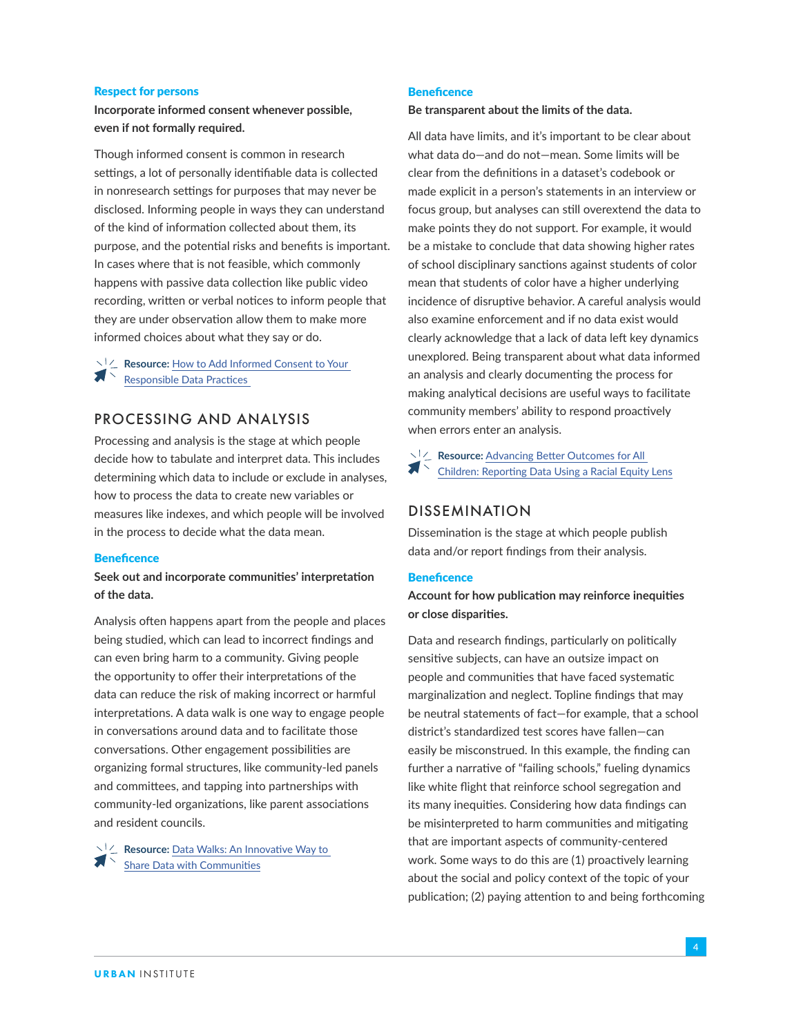### Respect for persons

**Incorporate informed consent whenever possible, even if not formally required.**

Though informed consent is common in research settings, a lot of personally identifiable data is collected in nonresearch settings for purposes that may never be disclosed. Informing people in ways they can understand of the kind of information collected about them, its purpose, and the potential risks and benefits is important. In cases where that is not feasible, which commonly happens with passive data collection like public video recording, written or verbal notices to inform people that they are under observation allow them to make more informed choices about what they say or do.

**Resource:** How to Add Informed Consent to Your Responsible Data Practices

## PROCESSING AND ANALYSIS

Processing and analysis is the stage at which people decide how to tabulate and interpret data. This includes determining which data to include or exclude in analyses, how to process the data to create new variables or measures like indexes, and which people will be involved in the process to decide what the data mean.

### Beneficence

**Seek out and incorporate communities' interpretation of the data.**

Analysis often happens apart from the people and places being studied, which can lead to incorrect findings and can even bring harm to a community. Giving people the opportunity to offer their interpretations of the data can reduce the risk of making incorrect or harmful interpretations. A data walk is one way to engage people in conversations around data and to facilitate those conversations. Other engagement possibilities are organizing formal structures, like community-led panels and committees, and tapping into partnerships with community-led organizations, like parent associations and resident councils.

**Resource:** Data Walks: An Innovative Way to Share Data with Communities

### Beneficence

**Be transparent about the limits of the data.**

All data have limits, and it's important to be clear about what data do—and do not—mean. Some limits will be clear from the definitions in a dataset's codebook or made explicit in a person's statements in an interview or focus group, but analyses can still overextend the data to make points they do not support. For example, it would be a mistake to conclude that data showing higher rates of school disciplinary sanctions against students of color mean that students of color have a higher underlying incidence of disruptive behavior. A careful analysis would also examine enforcement and if no data exist would clearly acknowledge that a lack of data left key dynamics unexplored. Being transparent about what data informed an analysis and clearly documenting the process for making analytical decisions are useful ways to facilitate community members' ability to respond proactively when errors enter an analysis.

**Resource:** Advancing Better Outcomes for All Children: Reporting Data Using a Racial Equity Lens

## DISSEMINATION

Dissemination is the stage at which people publish data and/or report findings from their analysis.

### Beneficence

**Account for how publication may reinforce inequities or close disparities.**

Data and research findings, particularly on politically sensitive subjects, can have an outsize impact on people and communities that have faced systematic marginalization and neglect. Topline findings that may be neutral statements of fact—for example, that a school district's standardized test scores have fallen—can easily be misconstrued. In this example, the finding can further a narrative of "failing schools," fueling dynamics like white flight that reinforce school segregation and its many inequities. Considering how data findings can be misinterpreted to harm communities and mitigating that are important aspects of community-centered work. Some ways to do this are (1) proactively learning about the social and policy context of the topic of your publication; (2) paying attention to and being forthcoming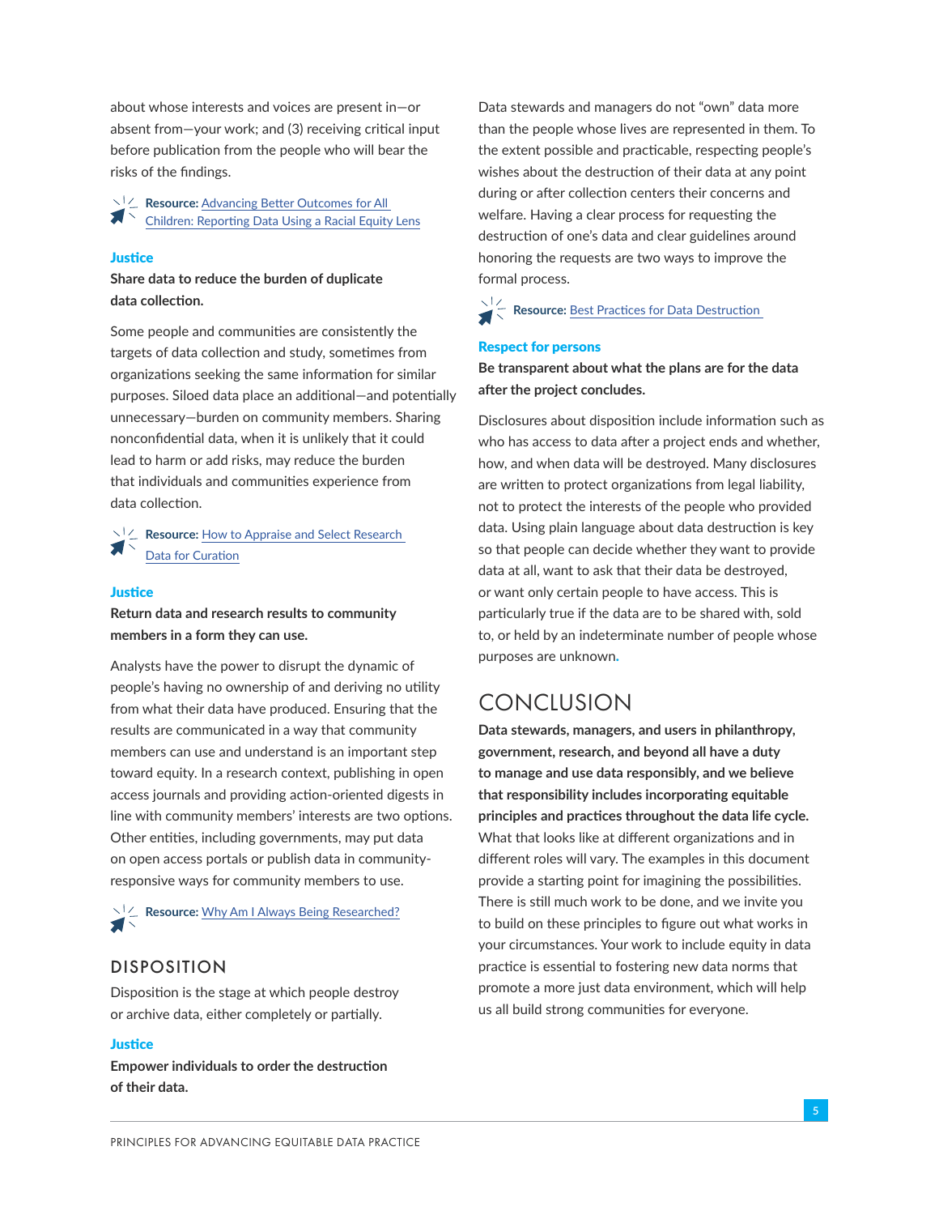about whose interests and voices are present in—or absent from—your work; and (3) receiving critical input before publication from the people who will bear the risks of the findings.

**Resource:** Advancing Better Outcomes for All Children: Reporting Data Using a Racial Equity Lens

**Justice**

**Share data to reduce the burden of duplicate data collection.**

Some people and communities are consistently the targets of data collection and study, sometimes from organizations seeking the same information for similar purposes. Siloed data place an additional—and potentially unnecessary—burden on community members. Sharing nonconfidential data, when it is unlikely that it could lead to harm or add risks, may reduce the burden that individuals and communities experience from data collection.

**Resource:** How to Appraise and Select Research Data for Curation

**Justice**

**Return data and research results to community members in a form they can use.**

Analysts have the power to disrupt the dynamic of people's having no ownership of and deriving no utility from what their data have produced. Ensuring that the results are communicated in a way that community members can use and understand is an important step toward equity. In a research context, publishing in open access journals and providing action-oriented digests in line with community members' interests are two options. Other entities, including governments, may put data on open access portals or publish data in community-responsive ways for community members to use.

**Resource:** Why Am I Always Being Researched?

## DISPOSITION

Disposition is the stage at which people destroy or archive data, either completely or partially.

**Justice**

**Empower individuals to order the destruction of their data.**

Data stewards and managers do not "own" data more than the people whose lives are represented in them. To the extent possible and practicable, respecting people's wishes about the destruction of their data at any point during or after collection centers their concerns and welfare. Having a clear process for requesting the destruction of one's data and clear guidelines around honoring the requests are two ways to improve the formal process.

**Resource:** Best Practices for Data Destruction

**Respect for persons**

**Be transparent about what the plans are for the data after the project concludes.**

Disclosures about disposition include information such as who has access to data after a project ends and whether, how, and when data will be destroyed. Many disclosures are written to protect organizations from legal liability, not to protect the interests of the people who provided data. Using plain language about data destruction is key so that people can decide whether they want to provide data at all, want to ask that their data be destroyed, or want only certain people to have access. This is particularly true if the data are to be shared with, sold to, or held by an indeterminate number of people whose purposes are unknown.

# CONCLUSION

**Data stewards, managers, and users in philanthropy, government, research, and beyond all have a duty to manage and use data responsibly, and we believe that responsibility includes incorporating equitable principles and practices throughout the data life cycle.** What that looks like at different organizations and in different roles will vary. The examples in this document provide a starting point for imagining the possibilities. There is still much work to be done, and we invite you to build on these principles to figure out what works in your circumstances. Your work to include equity in data practice is essential to fostering new data norms that promote a more just data environment, which will help us all build strong communities for everyone.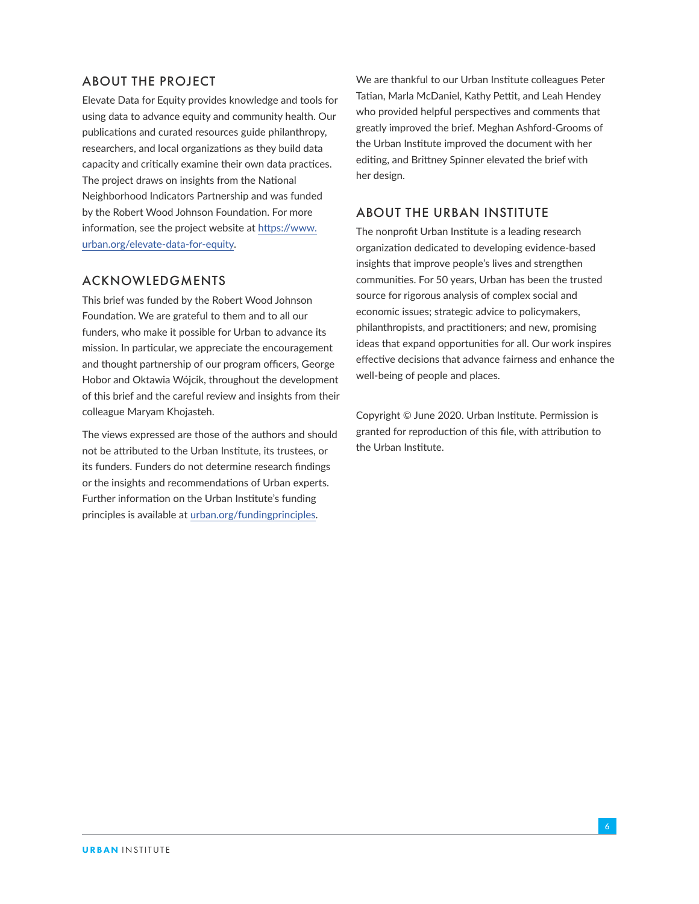## ABOUT THE PROJECT

Elevate Data for Equity provides knowledge and tools for using data to advance equity and community health. Our publications and curated resources guide philanthropy, researchers, and local organizations as they build data capacity and critically examine their own data practices. The project draws on insights from the National Neighborhood Indicators Partnership and was funded by the Robert Wood Johnson Foundation. For more information, see the project website at [https://www.urban.org/elevate-data-for-equity](https://www.urban.org/elevate-data-for-equity).

## ACKNOWLEDGMENTS

This brief was funded by the Robert Wood Johnson Foundation. We are grateful to them and to all our funders, who make it possible for Urban to advance its mission. In particular, we appreciate the encouragement and thought partnership of our program officers, George Hobor and Oktawia Wójcik, throughout the development of this brief and the careful review and insights from their colleague Maryam Khojasteh.

The views expressed are those of the authors and should not be attributed to the Urban Institute, its trustees, or its funders. Funders do not determine research findings or the insights and recommendations of Urban experts. Further information on the Urban Institute's funding principles is available at [urban.org/fundingprinciples](urban.org/fundingprinciples).

We are thankful to our Urban Institute colleagues Peter Tatian, Marla McDaniel, Kathy Pettit, and Leah Hendey who provided helpful perspectives and comments that greatly improved the brief. Meghan Ashford-Grooms of the Urban Institute improved the document with her editing, and Brittney Spinner elevated the brief with her design.

## ABOUT THE URBAN INSTITUTE

The nonprofit Urban Institute is a leading research organization dedicated to developing evidence-based insights that improve people's lives and strengthen communities. For 50 years, Urban has been the trusted source for rigorous analysis of complex social and economic issues; strategic advice to policymakers, philanthropists, and practitioners; and new, promising ideas that expand opportunities for all. Our work inspires effective decisions that advance fairness and enhance the well-being of people and places.

Copyright © June 2020. Urban Institute. Permission is granted for reproduction of this file, with attribution to the Urban Institute.